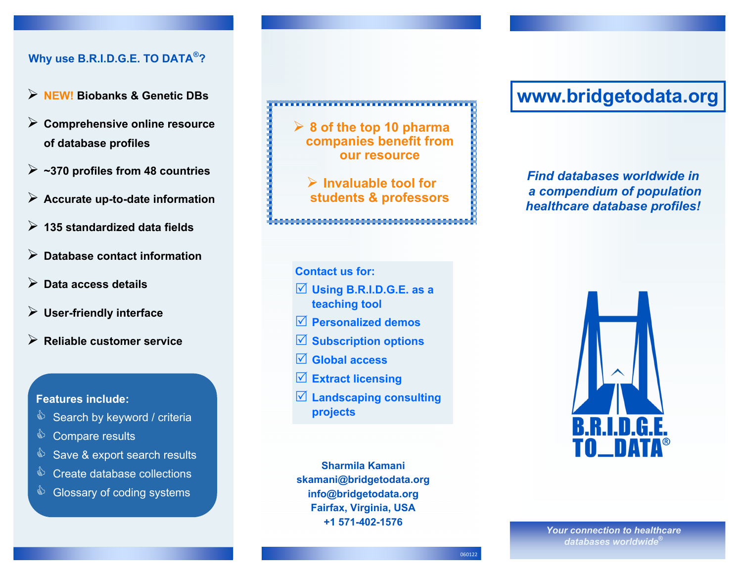## Why use B.R.I.D.G.E. TO DATA®?

- **NEW! Biobanks & Genetic DBs**
- **Comprehensive online resource of database profiles**
- **~370 profiles from 48 countries**
- **Accurate up-to-date information**
- **135 standardized data fields**
- **Database contact information**
- **Data access details**
- **User-friendly interface**
- **Reliable customer service**

**Features include:**

- Search by keyword / criteria
- Compare results
- Save & export search results
- Create database collections
- Glossary of coding systems

- **8 of the top 10 pharma companies benefit from our resource**
- **Invaluable tool for students & professors**

**Contact us for:**

- ☑ Using B.R.I.D.G.E. as a teaching tool
- ☑ Personalized demos
- ☑ Subscription options
- ☑ Global access
- ☑ Extract licensing
- ☑ Landscaping consulting projects

**Sharmila Kamani**
**skamani@bridgetodata.org**
**info@bridgetodata.org**
**Fairfax, Virginia, USA**
**+1 571-402-1576**

060122

# www.bridgetodata.org

***Find databases worldwide in a compendium of population healthcare database profiles!***

**B.R.I.D.G.E. TO_DATA®**

*Your connection to healthcare databases worldwide®*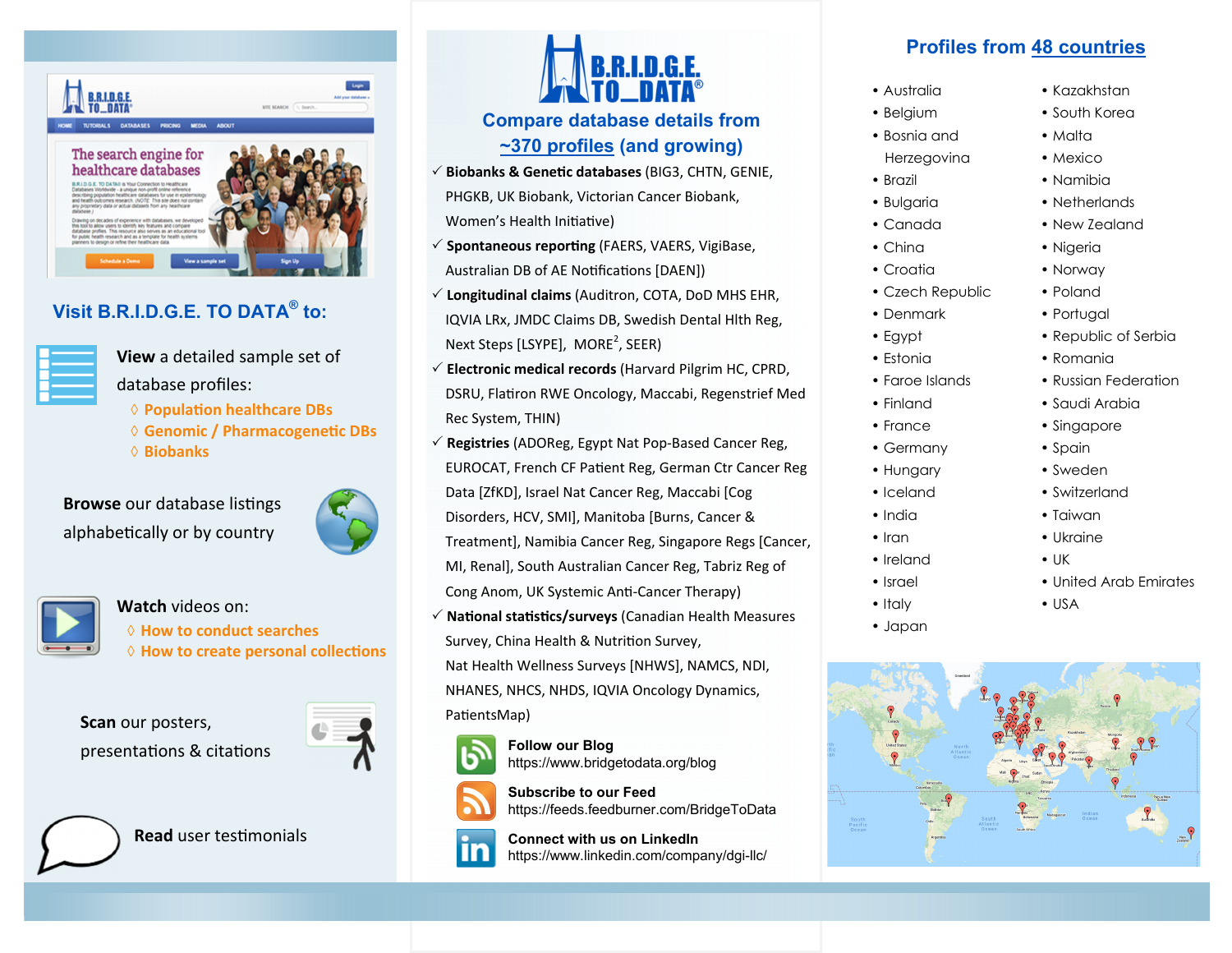## Visit B.R.I.D.G.E. TO DATA® to:

**View** a detailed sample set of database profiles:

- ◊ Population healthcare DBs
- ◊ Genomic / Pharmacogenetic DBs
- ◊ Biobanks

**Browse** our database listings alphabetically or by country

**Watch** videos on:

- ◊ How to conduct searches
- ◊ How to create personal collections

**Scan** our posters, presentations & citations

**Read** user testimonials

# B.R.I.D.G.E. TO_DATA®

## Compare database details from ~370 profiles (and growing)

- ✓ **Biobanks & Genetic databases** (BIG3, CHTN, GENIE, PHGKB, UK Biobank, Victorian Cancer Biobank, Women's Health Initiative)
- ✓ **Spontaneous reporting** (FAERS, VAERS, VigiBase, Australian DB of AE Notifications [DAEN])
- ✓ **Longitudinal claims** (Auditron, COTA, DoD MHS EHR, IQVIA LRx, JMDC Claims DB, Swedish Dental Hlth Reg, Next Steps [LSYPE], MORE², SEER)
- ✓ **Electronic medical records** (Harvard Pilgrim HC, CPRD, DSRU, Flatiron RWE Oncology, Maccabi, Regenstrief Med Rec System, THIN)
- ✓ **Registries** (ADOReg, Egypt Nat Pop-Based Cancer Reg, EUROCAT, French CF Patient Reg, German Ctr Cancer Reg Data [ZfKD], Israel Nat Cancer Reg, Maccabi [Cog Disorders, HCV, SMI], Manitoba [Burns, Cancer & Treatment], Namibia Cancer Reg, Singapore Regs [Cancer, MI, Renal], South Australian Cancer Reg, Tabriz Reg of Cong Anom, UK Systemic Anti-Cancer Therapy)
- ✓ **National statistics/surveys** (Canadian Health Measures Survey, China Health & Nutrition Survey, Nat Health Wellness Surveys [NHWS], NAMCS, NDI, NHANES, NHCS, NHDS, IQVIA Oncology Dynamics, PatientsMap)

**Follow our Blog**
https://www.bridgetodata.org/blog

**Subscribe to our Feed**
https://feeds.feedburner.com/BridgeToData

**Connect with us on LinkedIn**
https://www.linkedin.com/company/dgi-llc/

## Profiles from 48 countries

- Australia
- Belgium
- Bosnia and Herzegovina
- Brazil
- Bulgaria
- Canada
- China
- Croatia
- Czech Republic
- Denmark
- Egypt
- Estonia
- Faroe Islands
- Finland
- France
- Germany
- Hungary
- Iceland
- India
- Iran
- Ireland
- Israel
- Italy
- Japan
- Kazakhstan
- South Korea
- Malta
- Mexico
- Namibia
- Netherlands
- New Zealand
- Nigeria
- Norway
- Poland
- Portugal
- Republic of Serbia
- Romania
- Russian Federation
- Saudi Arabia
- Singapore
- Spain
- Sweden
- Switzerland
- Taiwan
- Ukraine
- UK
- United Arab Emirates
- USA